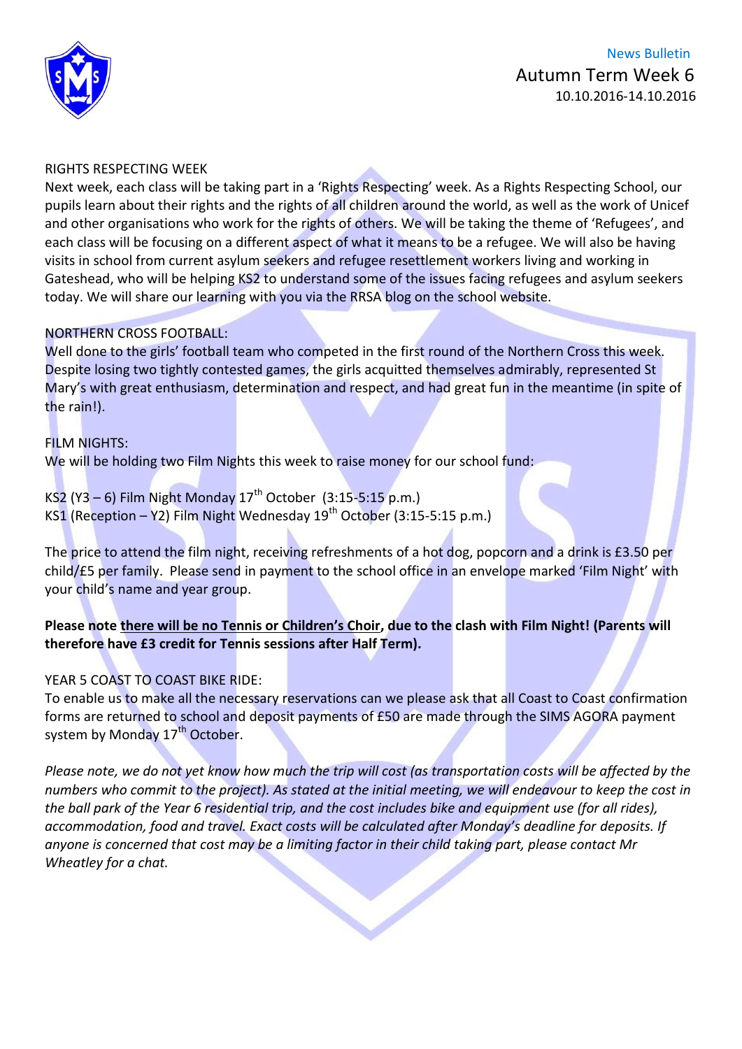News Bulletin

# Autumn Term Week 6

10.10.2016-14.10.2016

## RIGHTS RESPECTING WEEK

Next week, each class will be taking part in a 'Rights Respecting' week. As a Rights Respecting School, our pupils learn about their rights and the rights of all children around the world, as well as the work of Unicef and other organisations who work for the rights of others. We will be taking the theme of 'Refugees', and each class will be focusing on a different aspect of what it means to be a refugee. We will also be having visits in school from current asylum seekers and refugee resettlement workers living and working in Gateshead, who will be helping KS2 to understand some of the issues facing refugees and asylum seekers today. We will share our learning with you via the RRSA blog on the school website.

## NORTHERN CROSS FOOTBALL:

Well done to the girls' football team who competed in the first round of the Northern Cross this week. Despite losing two tightly contested games, the girls acquitted themselves admirably, represented St Mary's with great enthusiasm, determination and respect, and had great fun in the meantime (in spite of the rain!).

## FILM NIGHTS:

We will be holding two Film Nights this week to raise money for our school fund:

KS2 (Y3 – 6) Film Night Monday 17th October (3:15-5:15 p.m.)
KS1 (Reception – Y2) Film Night Wednesday 19th October (3:15-5:15 p.m.)

The price to attend the film night, receiving refreshments of a hot dog, popcorn and a drink is £3.50 per child/£5 per family. Please send in payment to the school office in an envelope marked 'Film Night' with your child's name and year group.

**Please note there will be no Tennis or Children's Choir, due to the clash with Film Night! (Parents will therefore have £3 credit for Tennis sessions after Half Term).**

## YEAR 5 COAST TO COAST BIKE RIDE:

To enable us to make all the necessary reservations can we please ask that all Coast to Coast confirmation forms are returned to school and deposit payments of £50 are made through the SIMS AGORA payment system by Monday 17th October.

*Please note, we do not yet know how much the trip will cost (as transportation costs will be affected by the numbers who commit to the project). As stated at the initial meeting, we will endeavour to keep the cost in the ball park of the Year 6 residential trip, and the cost includes bike and equipment use (for all rides), accommodation, food and travel. Exact costs will be calculated after Monday's deadline for deposits. If anyone is concerned that cost may be a limiting factor in their child taking part, please contact Mr Wheatley for a chat.*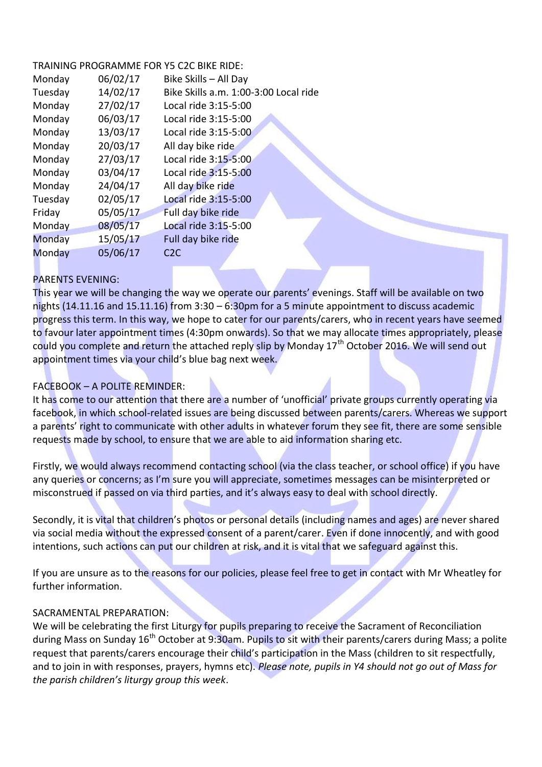TRAINING PROGRAMME FOR Y5 C2C BIKE RIDE:

| | | |
|---|---|---|
| Monday | 06/02/17 | Bike Skills – All Day |
| Tuesday | 14/02/17 | Bike Skills a.m. 1:00-3:00 Local ride |
| Monday | 27/02/17 | Local ride 3:15-5:00 |
| Monday | 06/03/17 | Local ride 3:15-5:00 |
| Monday | 13/03/17 | Local ride 3:15-5:00 |
| Monday | 20/03/17 | All day bike ride |
| Monday | 27/03/17 | Local ride 3:15-5:00 |
| Monday | 03/04/17 | Local ride 3:15-5:00 |
| Monday | 24/04/17 | All day bike ride |
| Tuesday | 02/05/17 | Local ride 3:15-5:00 |
| Friday | 05/05/17 | Full day bike ride |
| Monday | 08/05/17 | Local ride 3:15-5:00 |
| Monday | 15/05/17 | Full day bike ride |
| Monday | 05/06/17 | C2C |

PARENTS EVENING:

This year we will be changing the way we operate our parents' evenings. Staff will be available on two nights (14.11.16 and 15.11.16) from 3:30 – 6:30pm for a 5 minute appointment to discuss academic progress this term. In this way, we hope to cater for our parents/carers, who in recent years have seemed to favour later appointment times (4:30pm onwards). So that we may allocate times appropriately, please could you complete and return the attached reply slip by Monday 17th October 2016. We will send out appointment times via your child's blue bag next week.

FACEBOOK – A POLITE REMINDER:

It has come to our attention that there are a number of 'unofficial' private groups currently operating via facebook, in which school-related issues are being discussed between parents/carers. Whereas we support a parents' right to communicate with other adults in whatever forum they see fit, there are some sensible requests made by school, to ensure that we are able to aid information sharing etc.

Firstly, we would always recommend contacting school (via the class teacher, or school office) if you have any queries or concerns; as I'm sure you will appreciate, sometimes messages can be misinterpreted or misconstrued if passed on via third parties, and it's always easy to deal with school directly.

Secondly, it is vital that children's photos or personal details (including names and ages) are never shared via social media without the expressed consent of a parent/carer. Even if done innocently, and with good intentions, such actions can put our children at risk, and it is vital that we safeguard against this.

If you are unsure as to the reasons for our policies, please feel free to get in contact with Mr Wheatley for further information.

SACRAMENTAL PREPARATION:

We will be celebrating the first Liturgy for pupils preparing to receive the Sacrament of Reconciliation during Mass on Sunday 16th October at 9:30am. Pupils to sit with their parents/carers during Mass; a polite request that parents/carers encourage their child's participation in the Mass (children to sit respectfully, and to join in with responses, prayers, hymns etc). *Please note, pupils in Y4 should not go out of Mass for the parish children's liturgy group this week*.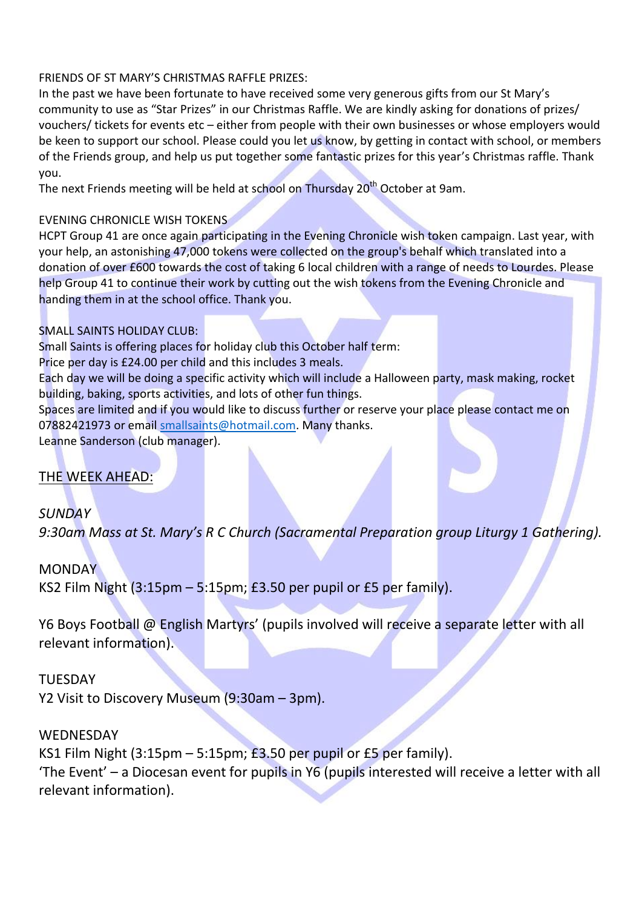FRIENDS OF ST MARY'S CHRISTMAS RAFFLE PRIZES:

In the past we have been fortunate to have received some very generous gifts from our St Mary's community to use as "Star Prizes" in our Christmas Raffle. We are kindly asking for donations of prizes/ vouchers/ tickets for events etc – either from people with their own businesses or whose employers would be keen to support our school. Please could you let us know, by getting in contact with school, or members of the Friends group, and help us put together some fantastic prizes for this year's Christmas raffle. Thank you.

The next Friends meeting will be held at school on Thursday 20th October at 9am.

EVENING CHRONICLE WISH TOKENS

HCPT Group 41 are once again participating in the Evening Chronicle wish token campaign. Last year, with your help, an astonishing 47,000 tokens were collected on the group's behalf which translated into a donation of over £600 towards the cost of taking 6 local children with a range of needs to Lourdes. Please help Group 41 to continue their work by cutting out the wish tokens from the Evening Chronicle and handing them in at the school office. Thank you.

SMALL SAINTS HOLIDAY CLUB:

Small Saints is offering places for holiday club this October half term:

Price per day is £24.00 per child and this includes 3 meals.

Each day we will be doing a specific activity which will include a Halloween party, mask making, rocket building, baking, sports activities, and lots of other fun things.

Spaces are limited and if you would like to discuss further or reserve your place please contact me on 07882421973 or email smallsaints@hotmail.com. Many thanks.

Leanne Sanderson (club manager).

## THE WEEK AHEAD:

*SUNDAY*

*9:30am Mass at St. Mary's R C Church (Sacramental Preparation group Liturgy 1 Gathering).*

MONDAY

KS2 Film Night (3:15pm – 5:15pm; £3.50 per pupil or £5 per family).

Y6 Boys Football @ English Martyrs' (pupils involved will receive a separate letter with all relevant information).

TUESDAY

Y2 Visit to Discovery Museum (9:30am – 3pm).

WEDNESDAY

KS1 Film Night (3:15pm – 5:15pm; £3.50 per pupil or £5 per family).

'The Event' – a Diocesan event for pupils in Y6 (pupils interested will receive a letter with all relevant information).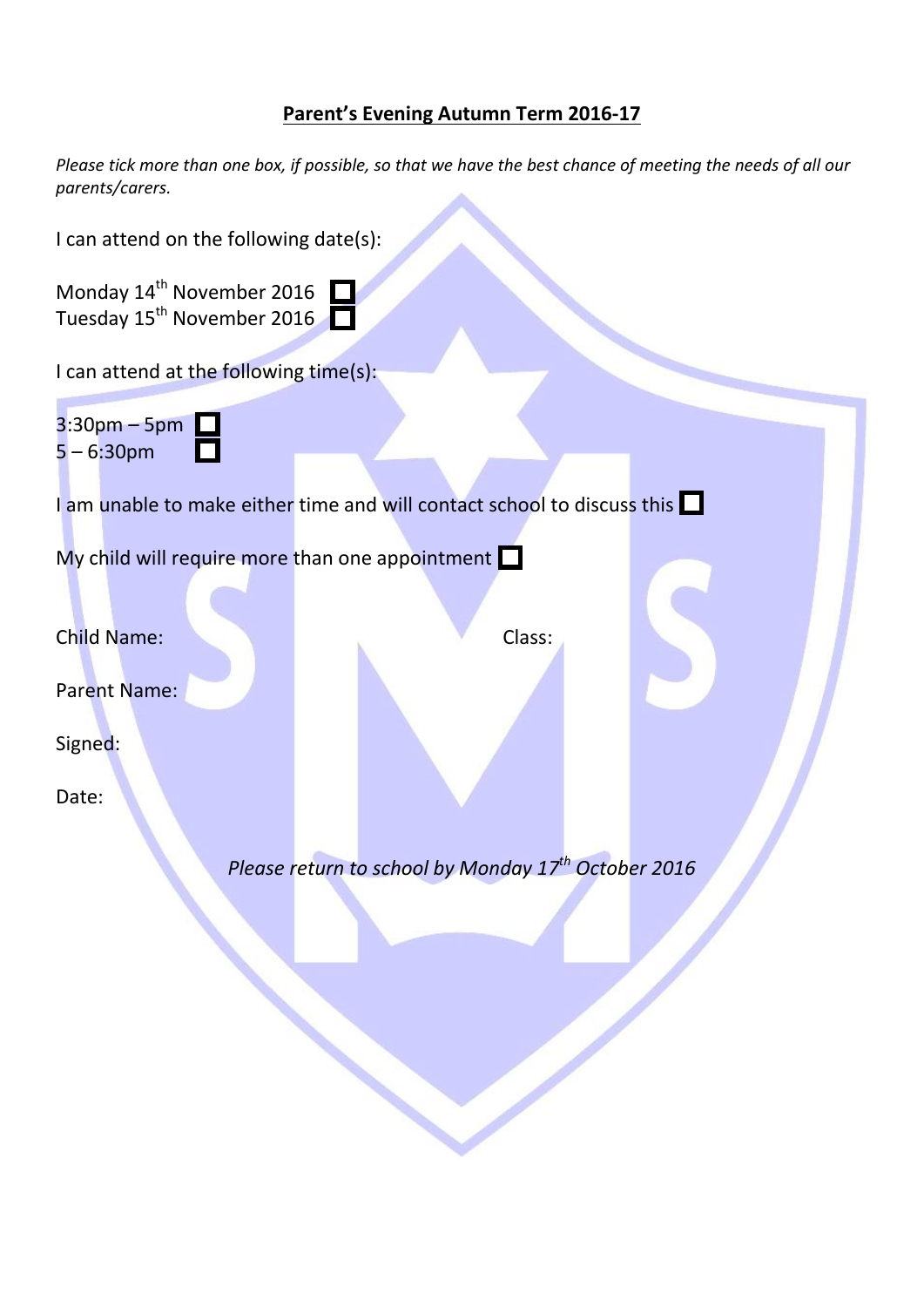**Parent's Evening Autumn Term 2016-17**

*Please tick more than one box, if possible, so that we have the best chance of meeting the needs of all our parents/carers.*

I can attend on the following date(s):

Monday 14th November 2016 ☐
Tuesday 15th November 2016 ☐

I can attend at the following time(s):

3:30pm – 5pm ☐
5 – 6:30pm ☐

I am unable to make either time and will contact school to discuss this ☐

My child will require more than one appointment ☐

Child Name: Class:

Parent Name:

Signed:

Date:

*Please return to school by Monday 17th October 2016*